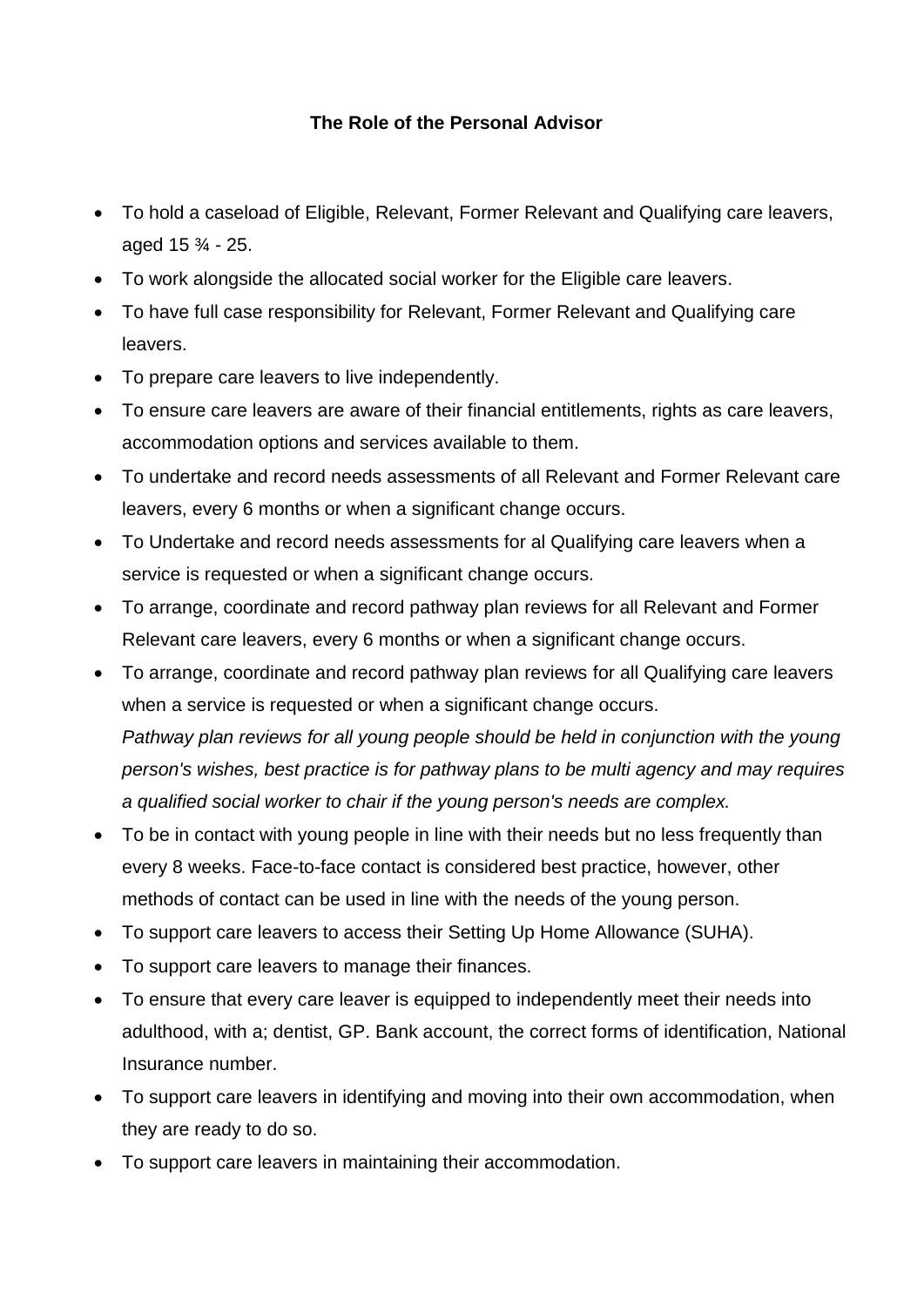**The Role of the Personal Advisor**

- To hold a caseload of Eligible, Relevant, Former Relevant and Qualifying care leavers, aged 15 ¾ - 25.
- To work alongside the allocated social worker for the Eligible care leavers.
- To have full case responsibility for Relevant, Former Relevant and Qualifying care leavers.
- To prepare care leavers to live independently.
- To ensure care leavers are aware of their financial entitlements, rights as care leavers, accommodation options and services available to them.
- To undertake and record needs assessments of all Relevant and Former Relevant care leavers, every 6 months or when a significant change occurs.
- To Undertake and record needs assessments for al Qualifying care leavers when a service is requested or when a significant change occurs.
- To arrange, coordinate and record pathway plan reviews for all Relevant and Former Relevant care leavers, every 6 months or when a significant change occurs.
- To arrange, coordinate and record pathway plan reviews for all Qualifying care leavers when a service is requested or when a significant change occurs.
  *Pathway plan reviews for all young people should be held in conjunction with the young person's wishes, best practice is for pathway plans to be multi agency and may requires a qualified social worker to chair if the young person's needs are complex.*
- To be in contact with young people in line with their needs but no less frequently than every 8 weeks. Face-to-face contact is considered best practice, however, other methods of contact can be used in line with the needs of the young person.
- To support care leavers to access their Setting Up Home Allowance (SUHA).
- To support care leavers to manage their finances.
- To ensure that every care leaver is equipped to independently meet their needs into adulthood, with a; dentist, GP. Bank account, the correct forms of identification, National Insurance number.
- To support care leavers in identifying and moving into their own accommodation, when they are ready to do so.
- To support care leavers in maintaining their accommodation.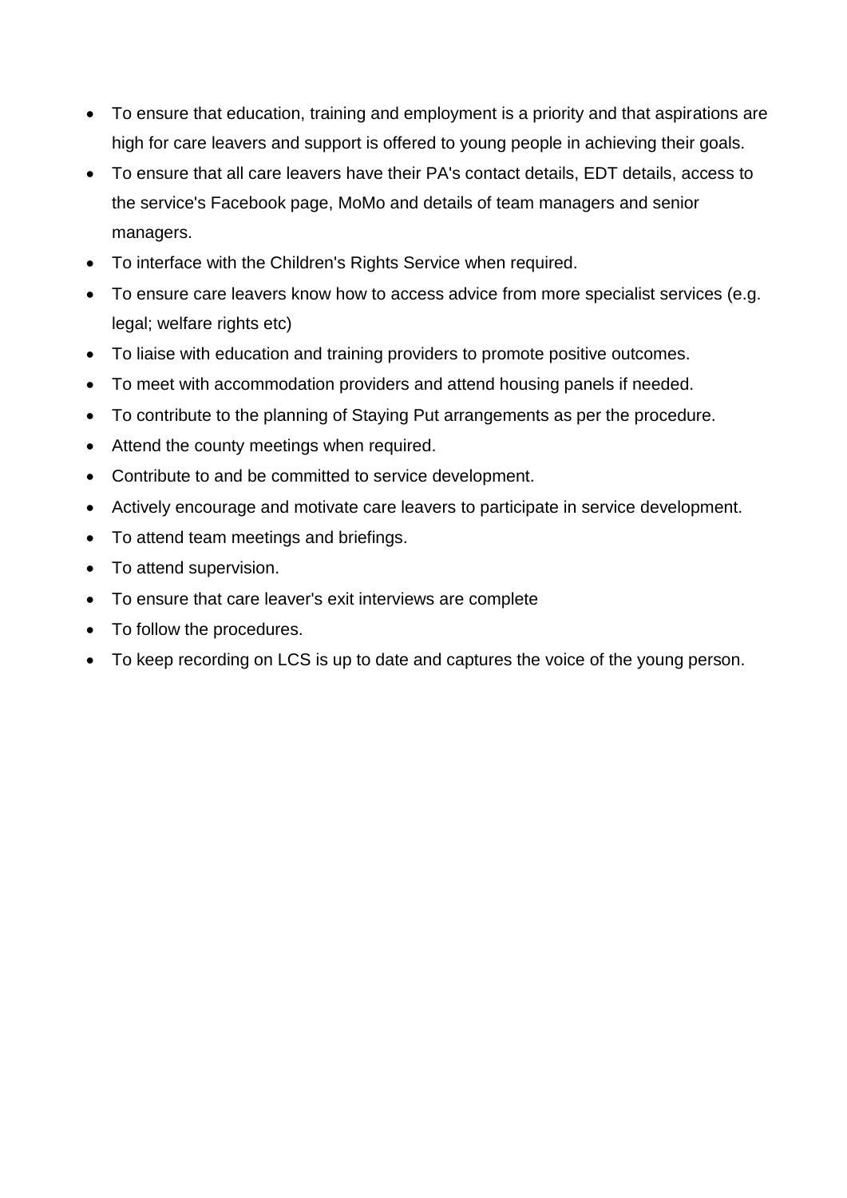- To ensure that education, training and employment is a priority and that aspirations are high for care leavers and support is offered to young people in achieving their goals.
- To ensure that all care leavers have their PA's contact details, EDT details, access to the service's Facebook page, MoMo and details of team managers and senior managers.
- To interface with the Children's Rights Service when required.
- To ensure care leavers know how to access advice from more specialist services (e.g. legal; welfare rights etc)
- To liaise with education and training providers to promote positive outcomes.
- To meet with accommodation providers and attend housing panels if needed.
- To contribute to the planning of Staying Put arrangements as per the procedure.
- Attend the county meetings when required.
- Contribute to and be committed to service development.
- Actively encourage and motivate care leavers to participate in service development.
- To attend team meetings and briefings.
- To attend supervision.
- To ensure that care leaver's exit interviews are complete
- To follow the procedures.
- To keep recording on LCS is up to date and captures the voice of the young person.